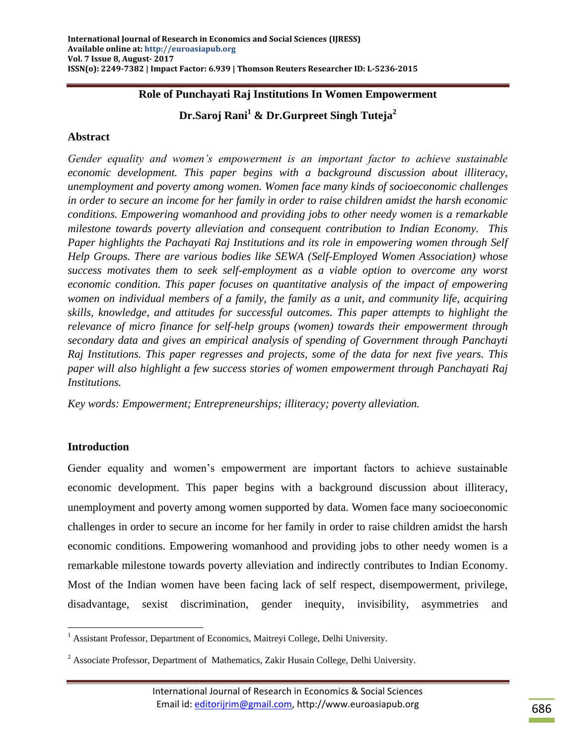# Role of Punchayati Raj Institutions In Women Empowerment

**Dr.Saroj Rani[1] & Dr.Gurpreet Singh Tuteja[2]**

## Abstract

*Gender equality and women's empowerment is an important factor to achieve sustainable economic development. This paper begins with a background discussion about illiteracy, unemployment and poverty among women. Women face many kinds of socioeconomic challenges in order to secure an income for her family in order to raise children amidst the harsh economic conditions. Empowering womanhood and providing jobs to other needy women is a remarkable milestone towards poverty alleviation and consequent contribution to Indian Economy. This Paper highlights the Pachayati Raj Institutions and its role in empowering women through Self Help Groups. There are various bodies like SEWA (Self-Employed Women Association) whose success motivates them to seek self-employment as a viable option to overcome any worst economic condition. This paper focuses on quantitative analysis of the impact of empowering women on individual members of a family, the family as a unit, and community life, acquiring skills, knowledge, and attitudes for successful outcomes. This paper attempts to highlight the relevance of micro finance for self-help groups (women) towards their empowerment through secondary data and gives an empirical analysis of spending of Government through Panchayti Raj Institutions. This paper regresses and projects, some of the data for next five years. This paper will also highlight a few success stories of women empowerment through Panchayati Raj Institutions.*

*Key words: Empowerment; Entrepreneurships; illiteracy; poverty alleviation.*

## Introduction

Gender equality and women's empowerment are important factors to achieve sustainable economic development. This paper begins with a background discussion about illiteracy, unemployment and poverty among women supported by data. Women face many socioeconomic challenges in order to secure an income for her family in order to raise children amidst the harsh economic conditions. Empowering womanhood and providing jobs to other needy women is a remarkable milestone towards poverty alleviation and indirectly contributes to Indian Economy. Most of the Indian women have been facing lack of self respect, disempowerment, privilege, disadvantage, sexist discrimination, gender inequity, invisibility, asymmetries and

---

[1] Assistant Professor, Department of Economics, Maitreyi College, Delhi University.

[2] Associate Professor, Department of Mathematics, Zakir Husain College, Delhi University.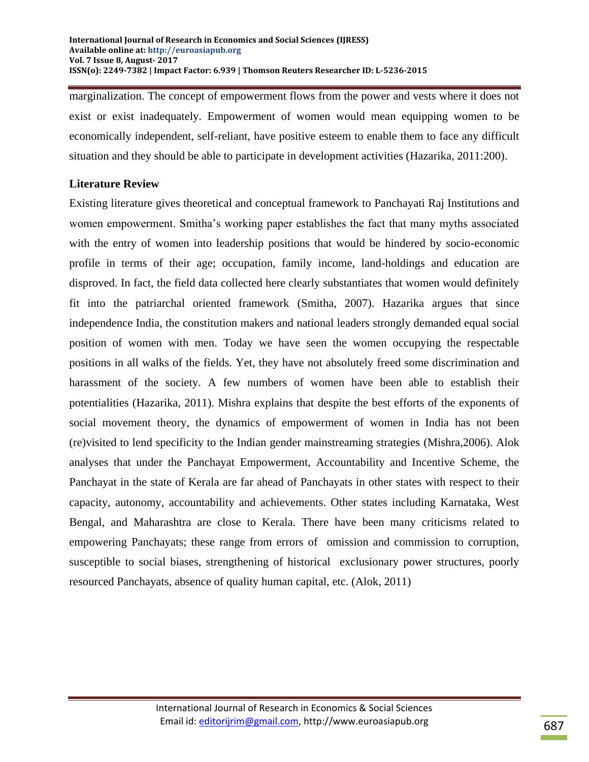marginalization. The concept of empowerment flows from the power and vests where it does not exist or exist inadequately. Empowerment of women would mean equipping women to be economically independent, self-reliant, have positive esteem to enable them to face any difficult situation and they should be able to participate in development activities (Hazarika, 2011:200).

## Literature Review

Existing literature gives theoretical and conceptual framework to Panchayati Raj Institutions and women empowerment. Smitha's working paper establishes the fact that many myths associated with the entry of women into leadership positions that would be hindered by socio-economic profile in terms of their age; occupation, family income, land-holdings and education are disproved. In fact, the field data collected here clearly substantiates that women would definitely fit into the patriarchal oriented framework (Smitha, 2007). Hazarika argues that since independence India, the constitution makers and national leaders strongly demanded equal social position of women with men. Today we have seen the women occupying the respectable positions in all walks of the fields. Yet, they have not absolutely freed some discrimination and harassment of the society. A few numbers of women have been able to establish their potentialities (Hazarika, 2011). Mishra explains that despite the best efforts of the exponents of social movement theory, the dynamics of empowerment of women in India has not been (re)visited to lend specificity to the Indian gender mainstreaming strategies (Mishra,2006). Alok analyses that under the Panchayat Empowerment, Accountability and Incentive Scheme, the Panchayat in the state of Kerala are far ahead of Panchayats in other states with respect to their capacity, autonomy, accountability and achievements. Other states including Karnataka, West Bengal, and Maharashtra are close to Kerala. There have been many criticisms related to empowering Panchayats; these range from errors of omission and commission to corruption, susceptible to social biases, strengthening of historical exclusionary power structures, poorly resourced Panchayats, absence of quality human capital, etc. (Alok, 2011)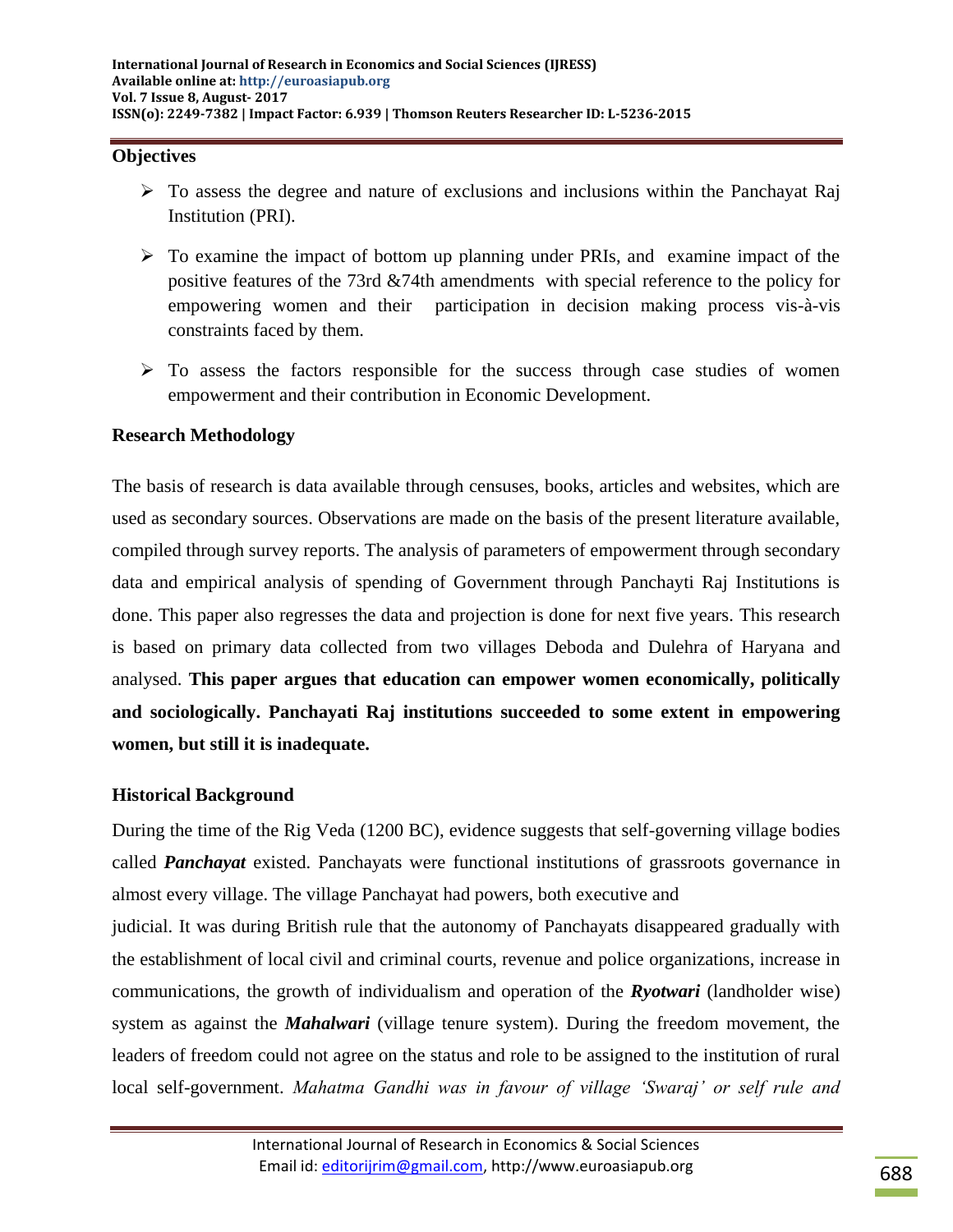### Objectives

- To assess the degree and nature of exclusions and inclusions within the Panchayat Raj Institution (PRI).
- To examine the impact of bottom up planning under PRIs, and examine impact of the positive features of the 73rd &74th amendments with special reference to the policy for empowering women and their participation in decision making process vis-à-vis constraints faced by them.
- To assess the factors responsible for the success through case studies of women empowerment and their contribution in Economic Development.

### Research Methodology

The basis of research is data available through censuses, books, articles and websites, which are used as secondary sources. Observations are made on the basis of the present literature available, compiled through survey reports. The analysis of parameters of empowerment through secondary data and empirical analysis of spending of Government through Panchayti Raj Institutions is done. This paper also regresses the data and projection is done for next five years. This research is based on primary data collected from two villages Deboda and Dulehra of Haryana and analysed. **This paper argues that education can empower women economically, politically and sociologically. Panchayati Raj institutions succeeded to some extent in empowering women, but still it is inadequate.**

### Historical Background

During the time of the Rig Veda (1200 BC), evidence suggests that self-governing village bodies called ***Panchayat*** existed. Panchayats were functional institutions of grassroots governance in almost every village. The village Panchayat had powers, both executive and judicial. It was during British rule that the autonomy of Panchayats disappeared gradually with the establishment of local civil and criminal courts, revenue and police organizations, increase in communications, the growth of individualism and operation of the ***Ryotwari*** (landholder wise) system as against the ***Mahalwari*** (village tenure system). During the freedom movement, the leaders of freedom could not agree on the status and role to be assigned to the institution of rural local self-government. *Mahatma Gandhi was in favour of village 'Swaraj' or self rule and*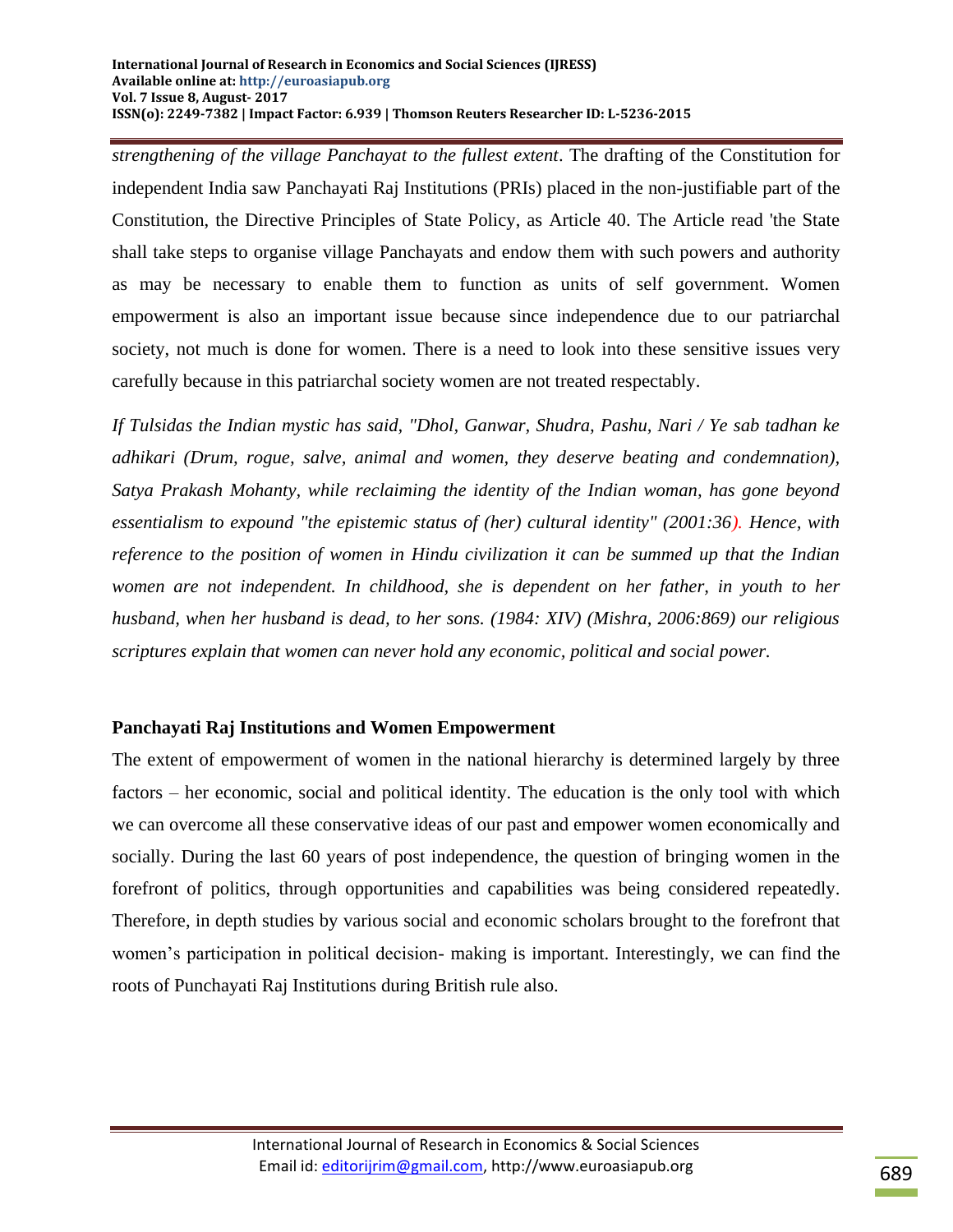*strengthening of the village Panchayat to the fullest extent*. The drafting of the Constitution for independent India saw Panchayati Raj Institutions (PRIs) placed in the non-justifiable part of the Constitution, the Directive Principles of State Policy, as Article 40. The Article read 'the State shall take steps to organise village Panchayats and endow them with such powers and authority as may be necessary to enable them to function as units of self government. Women empowerment is also an important issue because since independence due to our patriarchal society, not much is done for women. There is a need to look into these sensitive issues very carefully because in this patriarchal society women are not treated respectably.

*If Tulsidas the Indian mystic has said, "Dhol, Ganwar, Shudra, Pashu, Nari / Ye sab tadhan ke adhikari (Drum, rogue, salve, animal and women, they deserve beating and condemnation), Satya Prakash Mohanty, while reclaiming the identity of the Indian woman, has gone beyond essentialism to expound "the epistemic status of (her) cultural identity" (2001:36). Hence, with reference to the position of women in Hindu civilization it can be summed up that the Indian women are not independent. In childhood, she is dependent on her father, in youth to her husband, when her husband is dead, to her sons. (1984: XIV) (Mishra, 2006:869) our religious scriptures explain that women can never hold any economic, political and social power.*

## Panchayati Raj Institutions and Women Empowerment

The extent of empowerment of women in the national hierarchy is determined largely by three factors – her economic, social and political identity. The education is the only tool with which we can overcome all these conservative ideas of our past and empower women economically and socially. During the last 60 years of post independence, the question of bringing women in the forefront of politics, through opportunities and capabilities was being considered repeatedly. Therefore, in depth studies by various social and economic scholars brought to the forefront that women's participation in political decision- making is important. Interestingly, we can find the roots of Punchayati Raj Institutions during British rule also.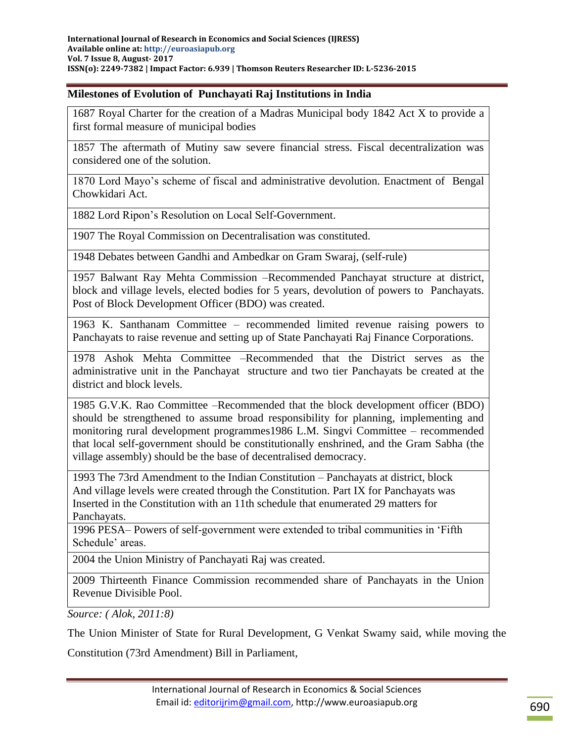**Milestones of Evolution of Punchayati Raj Institutions in India**

| |
|---|
| 1687 Royal Charter for the creation of a Madras Municipal body 1842 Act X to provide a first formal measure of municipal bodies |
| 1857 The aftermath of Mutiny saw severe financial stress. Fiscal decentralization was considered one of the solution. |
| 1870 Lord Mayo's scheme of fiscal and administrative devolution. Enactment of Bengal Chowkidari Act. |
| 1882 Lord Ripon's Resolution on Local Self-Government. |
| 1907 The Royal Commission on Decentralisation was constituted. |
| 1948 Debates between Gandhi and Ambedkar on Gram Swaraj, (self-rule) |
| 1957 Balwant Ray Mehta Commission –Recommended Panchayat structure at district, block and village levels, elected bodies for 5 years, devolution of powers to Panchayats. Post of Block Development Officer (BDO) was created. |
| 1963 K. Santhanam Committee – recommended limited revenue raising powers to Panchayats to raise revenue and setting up of State Panchayati Raj Finance Corporations. |
| 1978 Ashok Mehta Committee –Recommended that the District serves as the administrative unit in the Panchayat structure and two tier Panchayats be created at the district and block levels. |
| 1985 G.V.K. Rao Committee –Recommended that the block development officer (BDO) should be strengthened to assume broad responsibility for planning, implementing and monitoring rural development programmes1986 L.M. Singvi Committee – recommended that local self-government should be constitutionally enshrined, and the Gram Sabha (the village assembly) should be the base of decentralised democracy. |
| 1993 The 73rd Amendment to the Indian Constitution – Panchayats at district, block And village levels were created through the Constitution. Part IX for Panchayats was Inserted in the Constitution with an 11th schedule that enumerated 29 matters for Panchayats. |
| 1996 PESA– Powers of self-government were extended to tribal communities in 'Fifth Schedule' areas. |
| 2004 the Union Ministry of Panchayati Raj was created. |
| 2009 Thirteenth Finance Commission recommended share of Panchayats in the Union Revenue Divisible Pool. |

*Source: ( Alok, 2011:8)*

The Union Minister of State for Rural Development, G Venkat Swamy said, while moving the Constitution (73rd Amendment) Bill in Parliament,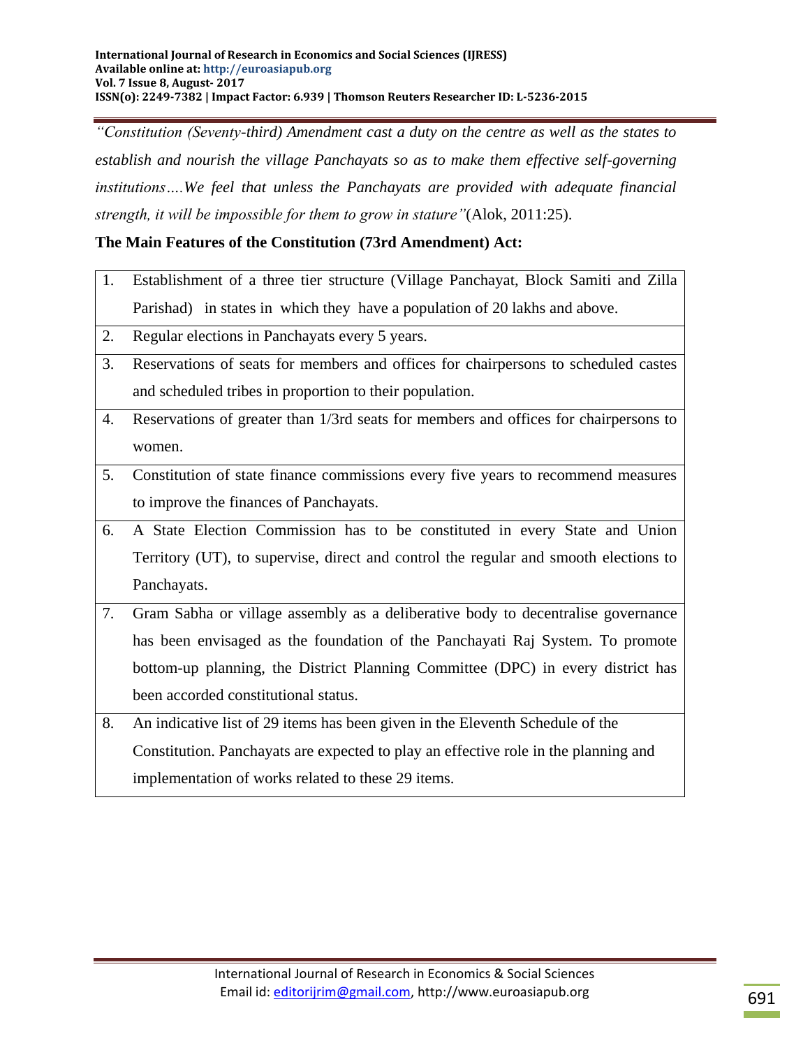*"Constitution (Seventy-third) Amendment cast a duty on the centre as well as the states to establish and nourish the village Panchayats so as to make them effective self-governing institutions….We feel that unless the Panchayats are provided with adequate financial strength, it will be impossible for them to grow in stature"*(Alok, 2011:25).

**The Main Features of the Constitution (73rd Amendment) Act:**

| | |
|---|---|
| 1. | Establishment of a three tier structure (Village Panchayat, Block Samiti and Zilla Parishad) in states in which they have a population of 20 lakhs and above. |
| 2. | Regular elections in Panchayats every 5 years. |
| 3. | Reservations of seats for members and offices for chairpersons to scheduled castes and scheduled tribes in proportion to their population. |
| 4. | Reservations of greater than 1/3rd seats for members and offices for chairpersons to women. |
| 5. | Constitution of state finance commissions every five years to recommend measures to improve the finances of Panchayats. |
| 6. | A State Election Commission has to be constituted in every State and Union Territory (UT), to supervise, direct and control the regular and smooth elections to Panchayats. |
| 7. | Gram Sabha or village assembly as a deliberative body to decentralise governance has been envisaged as the foundation of the Panchayati Raj System. To promote bottom-up planning, the District Planning Committee (DPC) in every district has been accorded constitutional status. |
| 8. | An indicative list of 29 items has been given in the Eleventh Schedule of the Constitution. Panchayats are expected to play an effective role in the planning and implementation of works related to these 29 items. |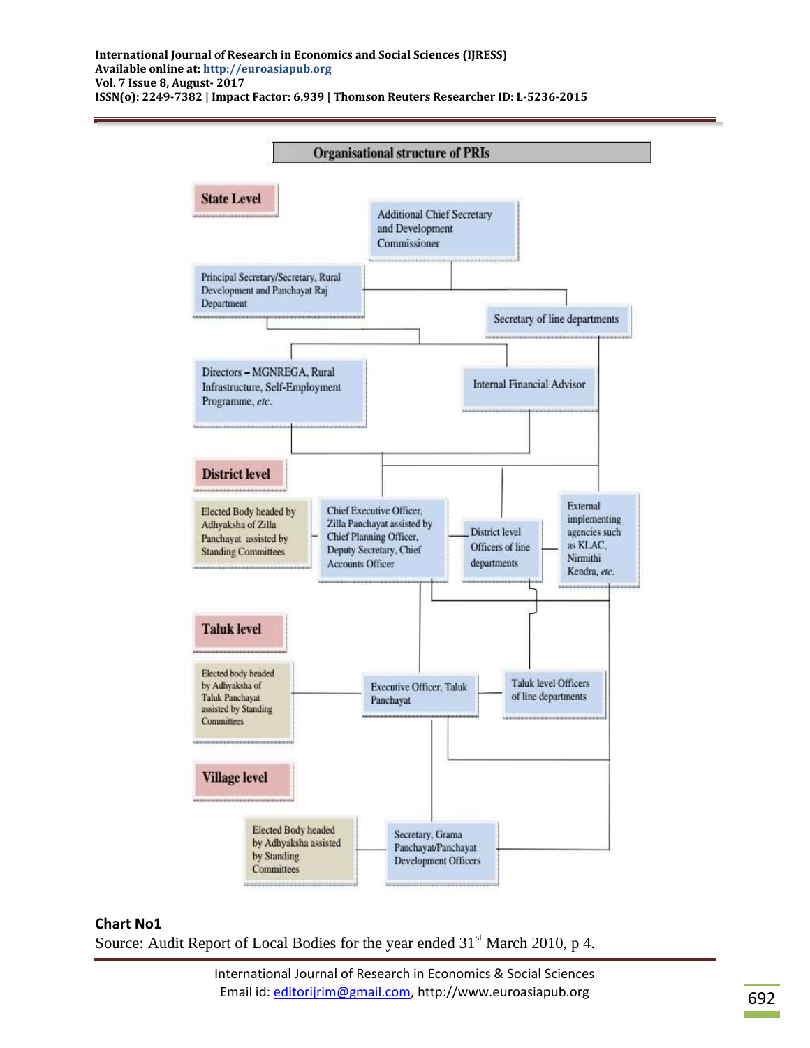**Organisational structure of PRIs**

**State Level**

- Additional Chief Secretary and Development Commissioner
- Principal Secretary/Secretary, Rural Development and Panchayat Raj Department
- Secretary of line departments
- Directors – MGNREGA, Rural Infrastructure, Self-Employment Programme, *etc.*
- Internal Financial Advisor

**District level**

- Elected Body headed by Adhyaksha of Zilla Panchayat assisted by Standing Committees
- Chief Executive Officer, Zilla Panchayat assisted by Chief Planning Officer, Deputy Secretary, Chief Accounts Officer
- District level Officers of line departments
- External implementing agencies such as KLAC, Nirmithi Kendra, *etc.*

**Taluk level**

- Elected body headed by Adhyaksha of Taluk Panchayat assisted by Standing Committees
- Executive Officer, Taluk Panchayat
- Taluk level Officers of line departments

**Village level**

- Elected Body headed by Adhyaksha assisted by Standing Committees
- Secretary, Grama Panchayat/Panchayat Development Officers

**Chart No1**

Source: Audit Report of Local Bodies for the year ended 31st March 2010, p 4.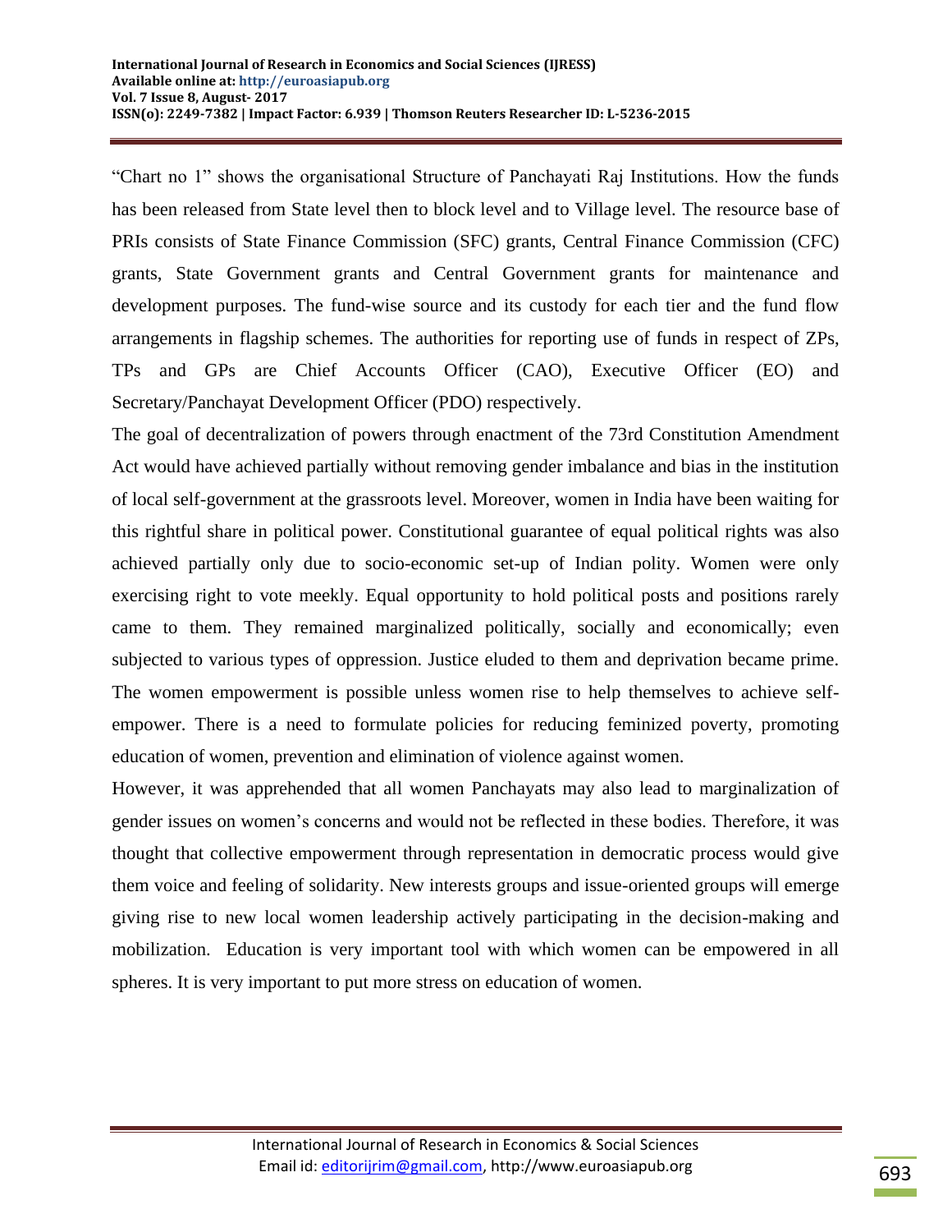"Chart no 1" shows the organisational Structure of Panchayati Raj Institutions. How the funds has been released from State level then to block level and to Village level. The resource base of PRIs consists of State Finance Commission (SFC) grants, Central Finance Commission (CFC) grants, State Government grants and Central Government grants for maintenance and development purposes. The fund-wise source and its custody for each tier and the fund flow arrangements in flagship schemes. The authorities for reporting use of funds in respect of ZPs, TPs and GPs are Chief Accounts Officer (CAO), Executive Officer (EO) and Secretary/Panchayat Development Officer (PDO) respectively.

The goal of decentralization of powers through enactment of the 73rd Constitution Amendment Act would have achieved partially without removing gender imbalance and bias in the institution of local self-government at the grassroots level. Moreover, women in India have been waiting for this rightful share in political power. Constitutional guarantee of equal political rights was also achieved partially only due to socio-economic set-up of Indian polity. Women were only exercising right to vote meekly. Equal opportunity to hold political posts and positions rarely came to them. They remained marginalized politically, socially and economically; even subjected to various types of oppression. Justice eluded to them and deprivation became prime. The women empowerment is possible unless women rise to help themselves to achieve self-empower. There is a need to formulate policies for reducing feminized poverty, promoting education of women, prevention and elimination of violence against women.

However, it was apprehended that all women Panchayats may also lead to marginalization of gender issues on women's concerns and would not be reflected in these bodies. Therefore, it was thought that collective empowerment through representation in democratic process would give them voice and feeling of solidarity. New interests groups and issue-oriented groups will emerge giving rise to new local women leadership actively participating in the decision-making and mobilization. Education is very important tool with which women can be empowered in all spheres. It is very important to put more stress on education of women.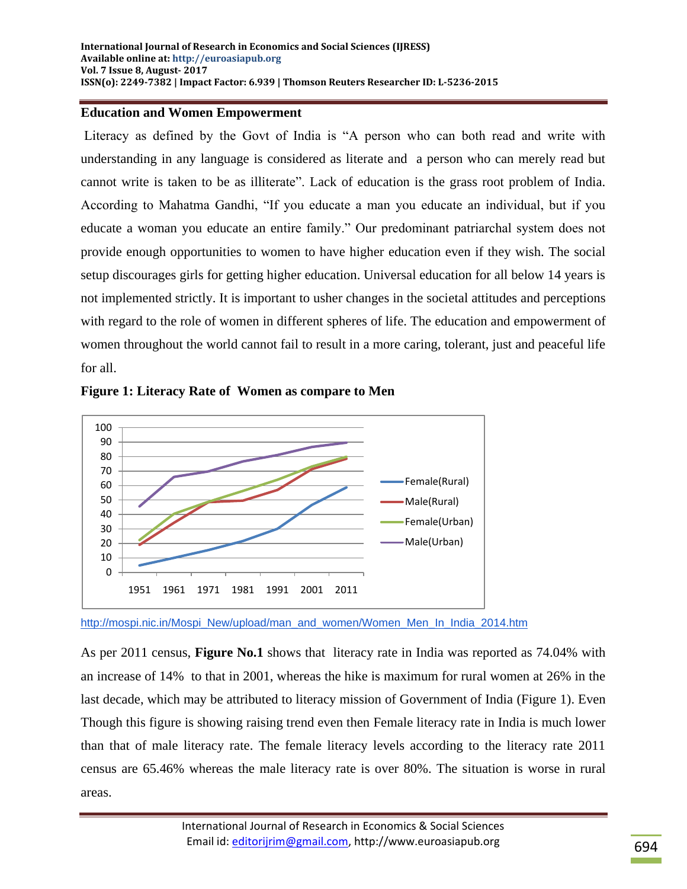## Education and Women Empowerment

Literacy as defined by the Govt of India is "A person who can both read and write with understanding in any language is considered as literate and a person who can merely read but cannot write is taken to be as illiterate". Lack of education is the grass root problem of India. According to Mahatma Gandhi, "If you educate a man you educate an individual, but if you educate a woman you educate an entire family." Our predominant patriarchal system does not provide enough opportunities to women to have higher education even if they wish. The social setup discourages girls for getting higher education. Universal education for all below 14 years is not implemented strictly. It is important to usher changes in the societal attitudes and perceptions with regard to the role of women in different spheres of life. The education and empowerment of women throughout the world cannot fail to result in a more caring, tolerant, just and peaceful life for all.

**Figure 1: Literacy Rate of Women as compare to Men**

http://mospi.nic.in/Mospi_New/upload/man_and_women/Women_Men_In_India_2014.htm

As per 2011 census, **Figure No.1** shows that literacy rate in India was reported as 74.04% with an increase of 14% to that in 2001, whereas the hike is maximum for rural women at 26% in the last decade, which may be attributed to literacy mission of Government of India (Figure 1). Even Though this figure is showing raising trend even then Female literacy rate in India is much lower than that of male literacy rate. The female literacy levels according to the literacy rate 2011 census are 65.46% whereas the male literacy rate is over 80%. The situation is worse in rural areas.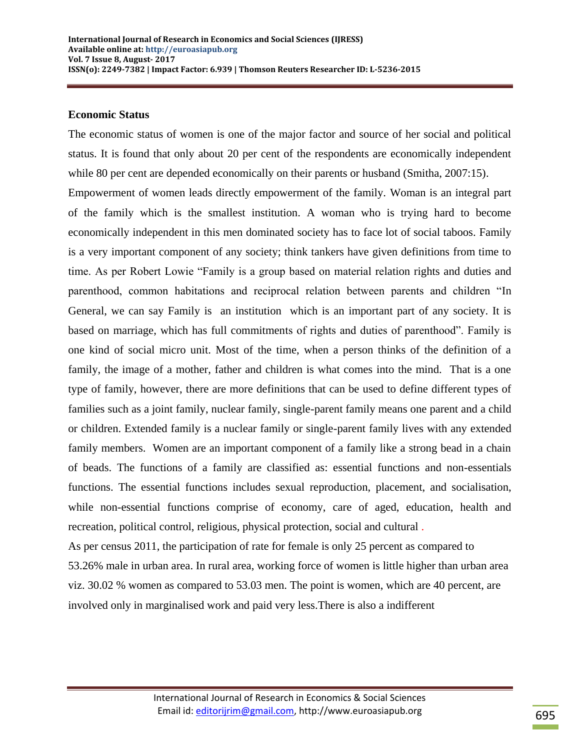## Economic Status

The economic status of women is one of the major factor and source of her social and political status. It is found that only about 20 per cent of the respondents are economically independent while 80 per cent are depended economically on their parents or husband (Smitha, 2007:15).

Empowerment of women leads directly empowerment of the family. Woman is an integral part of the family which is the smallest institution. A woman who is trying hard to become economically independent in this men dominated society has to face lot of social taboos. Family is a very important component of any society; think tankers have given definitions from time to time. As per Robert Lowie "Family is a group based on material relation rights and duties and parenthood, common habitations and reciprocal relation between parents and children "In General, we can say Family is an institution which is an important part of any society. It is based on marriage, which has full commitments of rights and duties of parenthood". Family is one kind of social micro unit. Most of the time, when a person thinks of the definition of a family, the image of a mother, father and children is what comes into the mind. That is a one type of family, however, there are more definitions that can be used to define different types of families such as a joint family, nuclear family, single-parent family means one parent and a child or children. Extended family is a nuclear family or single-parent family lives with any extended family members. Women are an important component of a family like a strong bead in a chain of beads. The functions of a family are classified as: essential functions and non-essentials functions. The essential functions includes sexual reproduction, placement, and socialisation, while non-essential functions comprise of economy, care of aged, education, health and recreation, political control, religious, physical protection, social and cultural .

As per census 2011, the participation of rate for female is only 25 percent as compared to 53.26% male in urban area. In rural area, working force of women is little higher than urban area viz. 30.02 % women as compared to 53.03 men. The point is women, which are 40 percent, are involved only in marginalised work and paid very less.There is also a indifferent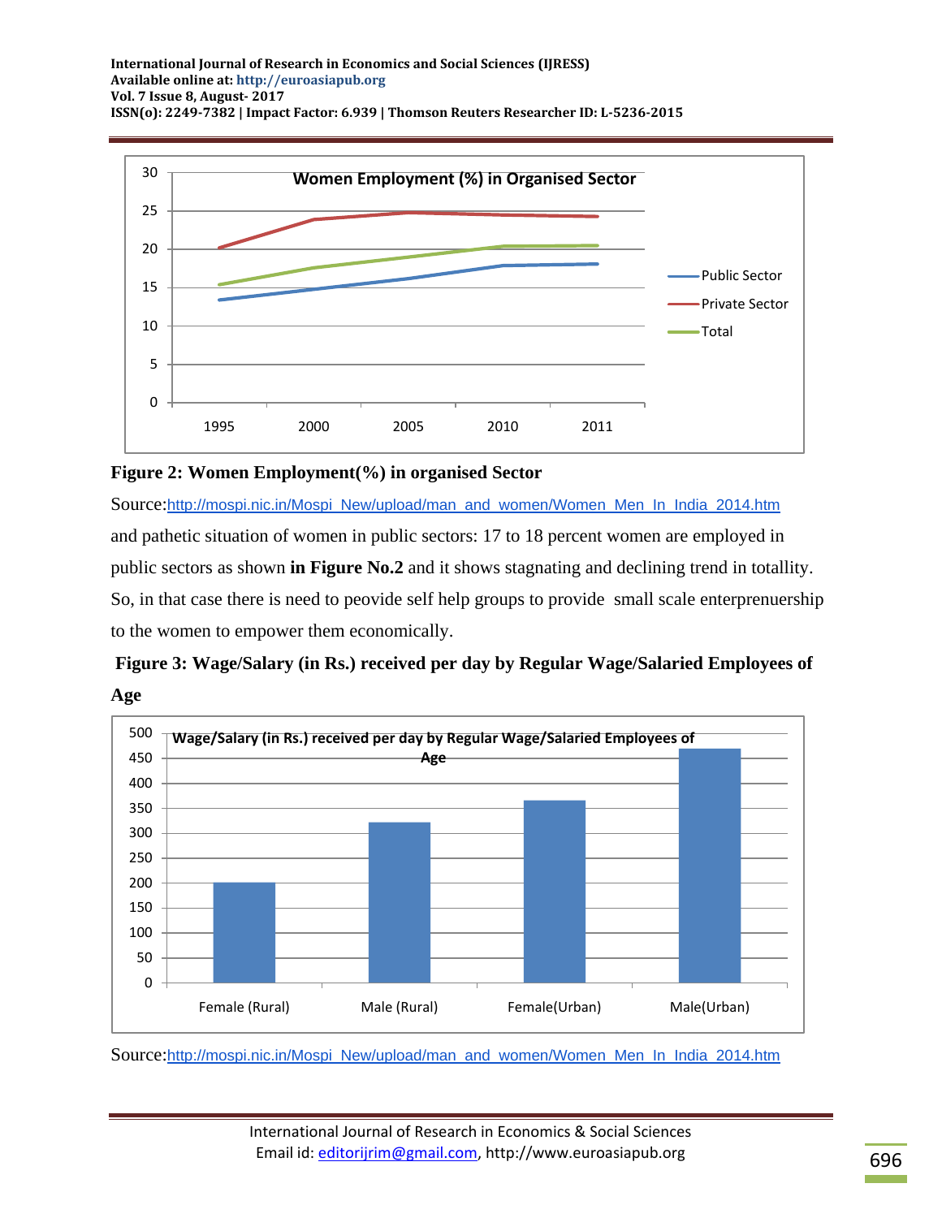**Figure 2: Women Employment(%) in organised Sector**

Source:[http://mospi.nic.in/Mospi_New/upload/man_and_women/Women_Men_In_India_2014.htm](http://mospi.nic.in/Mospi_New/upload/man_and_women/Women_Men_In_India_2014.htm)

and pathetic situation of women in public sectors: 17 to 18 percent women are employed in public sectors as shown **in Figure No.2** and it shows stagnating and declining trend in totallity. So, in that case there is need to peovide self help groups to provide small scale enterprenuership to the women to empower them economically.

**Figure 3: Wage/Salary (in Rs.) received per day by Regular Wage/Salaried Employees of Age**

Source:[http://mospi.nic.in/Mospi_New/upload/man_and_women/Women_Men_In_India_2014.htm](http://mospi.nic.in/Mospi_New/upload/man_and_women/Women_Men_In_India_2014.htm)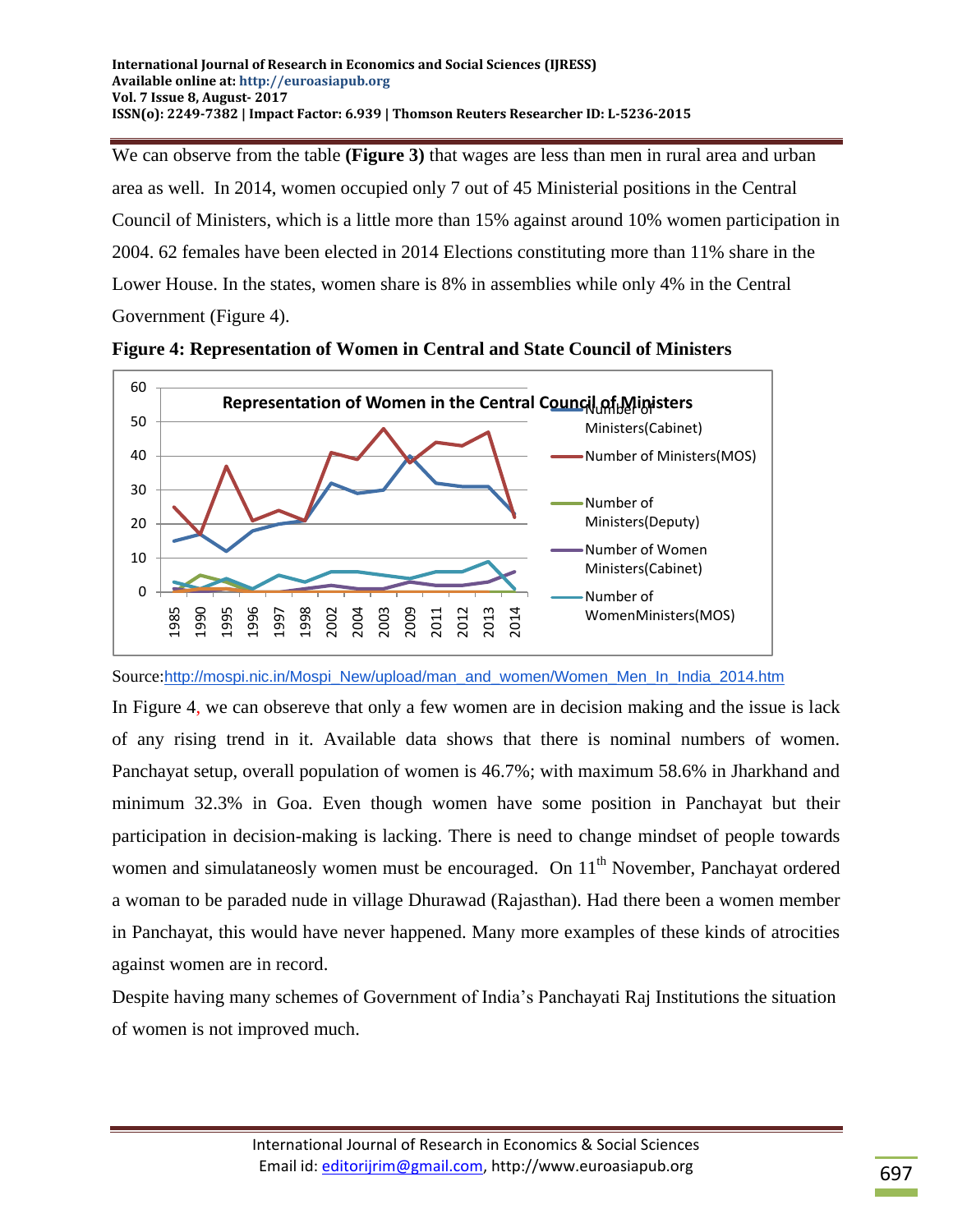We can observe from the table **(Figure 3)** that wages are less than men in rural area and urban area as well. In 2014, women occupied only 7 out of 45 Ministerial positions in the Central Council of Ministers, which is a little more than 15% against around 10% women participation in 2004. 62 females have been elected in 2014 Elections constituting more than 11% share in the Lower House. In the states, women share is 8% in assemblies while only 4% in the Central Government (Figure 4).

**Figure 4: Representation of Women in Central and State Council of Ministers**

Source: http://mospi.nic.in/Mospi_New/upload/man_and_women/Women_Men_In_India_2014.htm

In Figure 4, we can obsereve that only a few women are in decision making and the issue is lack of any rising trend in it. Available data shows that there is nominal numbers of women. Panchayat setup, overall population of women is 46.7%; with maximum 58.6% in Jharkhand and minimum 32.3% in Goa. Even though women have some position in Panchayat but their participation in decision-making is lacking. There is need to change mindset of people towards women and simulataneosly women must be encouraged. On 11th November, Panchayat ordered a woman to be paraded nude in village Dhurawad (Rajasthan). Had there been a women member in Panchayat, this would have never happened. Many more examples of these kinds of atrocities against women are in record.

Despite having many schemes of Government of India's Panchayati Raj Institutions the situation of women is not improved much.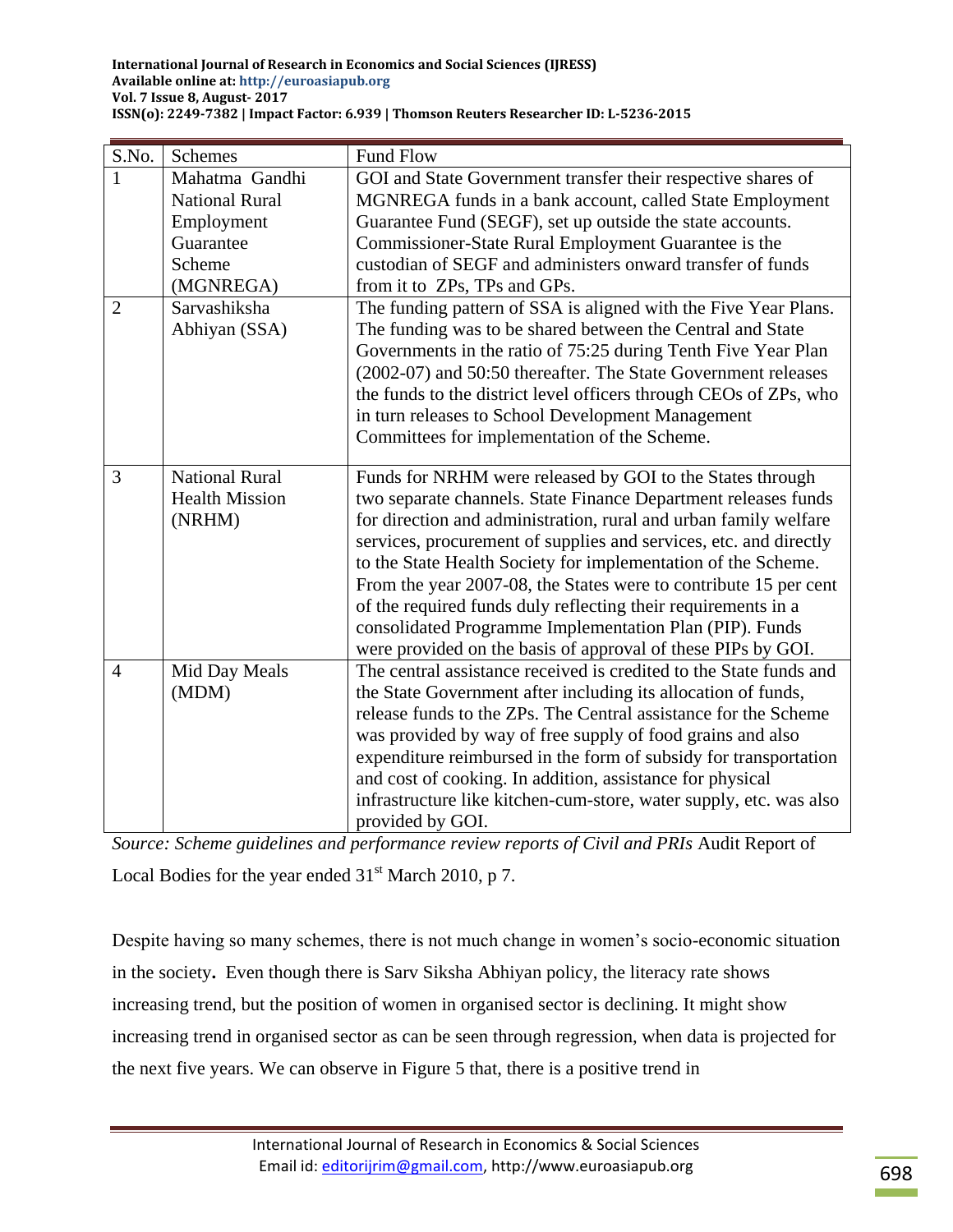| S.No. | Schemes | Fund Flow |
|---|---|---|
| 1 | Mahatma Gandhi National Rural Employment Guarantee Scheme (MGNREGA) | GOI and State Government transfer their respective shares of MGNREGA funds in a bank account, called State Employment Guarantee Fund (SEGF), set up outside the state accounts. Commissioner-State Rural Employment Guarantee is the custodian of SEGF and administers onward transfer of funds from it to ZPs, TPs and GPs. |
| 2 | Sarvashiksha Abhiyan (SSA) | The funding pattern of SSA is aligned with the Five Year Plans. The funding was to be shared between the Central and State Governments in the ratio of 75:25 during Tenth Five Year Plan (2002-07) and 50:50 thereafter. The State Government releases the funds to the district level officers through CEOs of ZPs, who in turn releases to School Development Management Committees for implementation of the Scheme. |
| 3 | National Rural Health Mission (NRHM) | Funds for NRHM were released by GOI to the States through two separate channels. State Finance Department releases funds for direction and administration, rural and urban family welfare services, procurement of supplies and services, etc. and directly to the State Health Society for implementation of the Scheme. From the year 2007-08, the States were to contribute 15 per cent of the required funds duly reflecting their requirements in a consolidated Programme Implementation Plan (PIP). Funds were provided on the basis of approval of these PIPs by GOI. |
| 4 | Mid Day Meals (MDM) | The central assistance received is credited to the State funds and the State Government after including its allocation of funds, release funds to the ZPs. The Central assistance for the Scheme was provided by way of free supply of food grains and also expenditure reimbursed in the form of subsidy for transportation and cost of cooking. In addition, assistance for physical infrastructure like kitchen-cum-store, water supply, etc. was also provided by GOI. |

*Source: Scheme guidelines and performance review reports of Civil and PRIs* Audit Report of Local Bodies for the year ended 31st March 2010, p 7.

Despite having so many schemes, there is not much change in women's socio-economic situation in the society**.** Even though there is Sarv Siksha Abhiyan policy, the literacy rate shows increasing trend, but the position of women in organised sector is declining. It might show increasing trend in organised sector as can be seen through regression, when data is projected for the next five years. We can observe in Figure 5 that, there is a positive trend in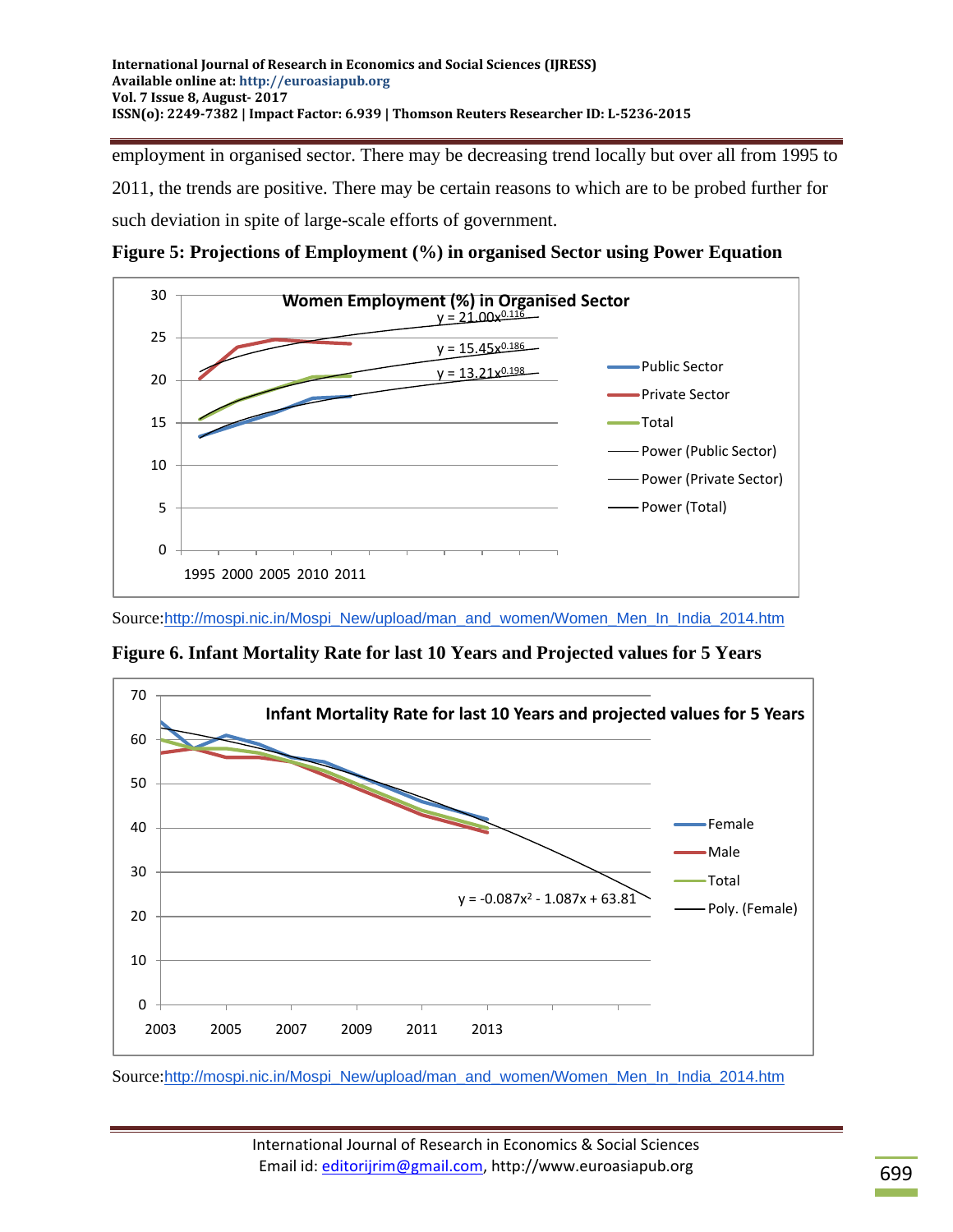employment in organised sector. There may be decreasing trend locally but over all from 1995 to 2011, the trends are positive. There may be certain reasons to which are to be probed further for such deviation in spite of large-scale efforts of government.

**Figure 5: Projections of Employment (%) in organised Sector using Power Equation**

Source:http://mospi.nic.in/Mospi_New/upload/man_and_women/Women_Men_In_India_2014.htm

**Figure 6. Infant Mortality Rate for last 10 Years and Projected values for 5 Years**

Source:http://mospi.nic.in/Mospi_New/upload/man_and_women/Women_Men_In_India_2014.htm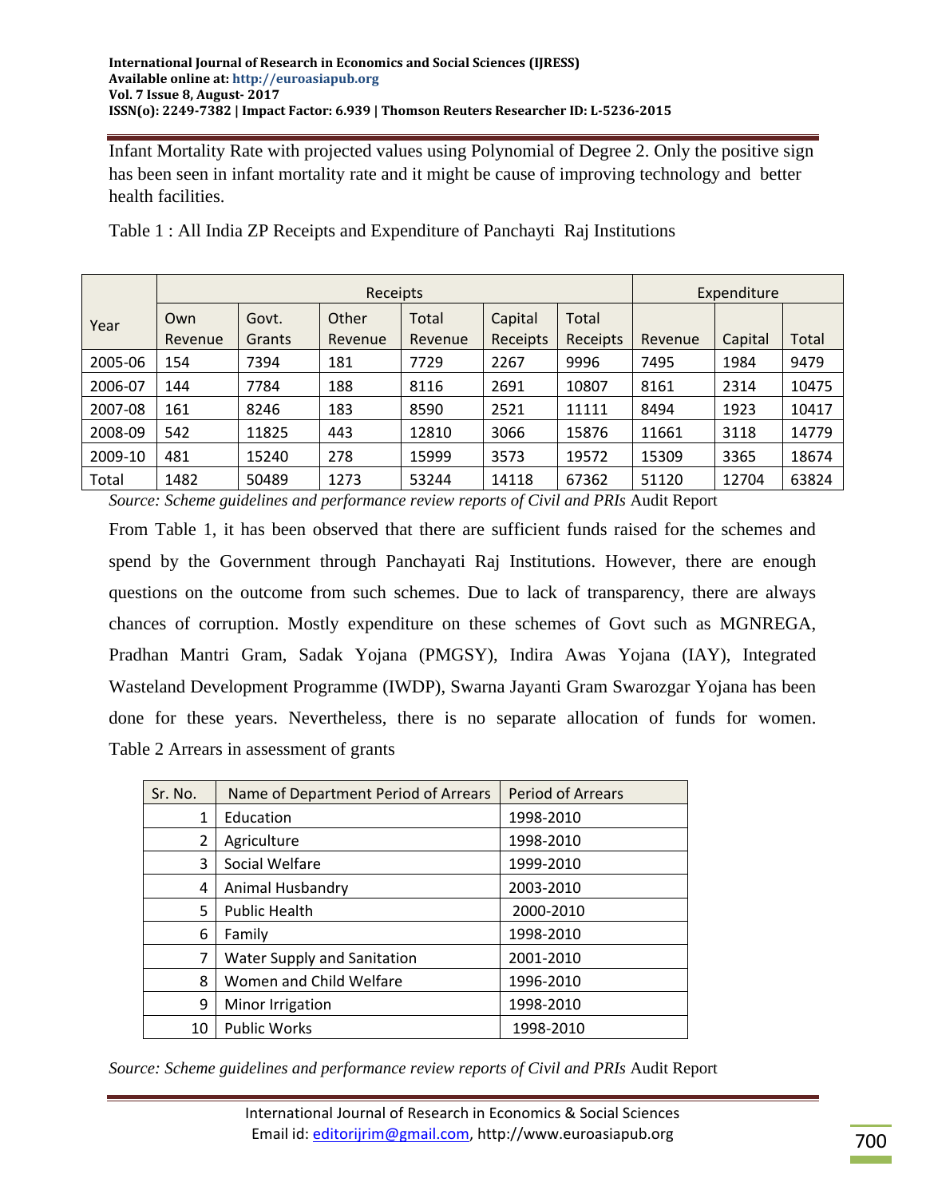Infant Mortality Rate with projected values using Polynomial of Degree 2. Only the positive sign has been seen in infant mortality rate and it might be cause of improving technology and better health facilities.

Table 1 : All India ZP Receipts and Expenditure of Panchayti Raj Institutions

| Year | Receipts | | | | | | Expenditure | | |
|---|---|---|---|---|---|---|---|---|---|
| | Own Revenue | Govt. Grants | Other Revenue | Total Revenue | Capital Receipts | Total Receipts | Revenue | Capital | Total |
| 2005-06 | 154 | 7394 | 181 | 7729 | 2267 | 9996 | 7495 | 1984 | 9479 |
| 2006-07 | 144 | 7784 | 188 | 8116 | 2691 | 10807 | 8161 | 2314 | 10475 |
| 2007-08 | 161 | 8246 | 183 | 8590 | 2521 | 11111 | 8494 | 1923 | 10417 |
| 2008-09 | 542 | 11825 | 443 | 12810 | 3066 | 15876 | 11661 | 3118 | 14779 |
| 2009-10 | 481 | 15240 | 278 | 15999 | 3573 | 19572 | 15309 | 3365 | 18674 |
| Total | 1482 | 50489 | 1273 | 53244 | 14118 | 67362 | 51120 | 12704 | 63824 |

*Source: Scheme guidelines and performance review reports of Civil and PRIs* Audit Report

From Table 1, it has been observed that there are sufficient funds raised for the schemes and spend by the Government through Panchayati Raj Institutions. However, there are enough questions on the outcome from such schemes. Due to lack of transparency, there are always chances of corruption. Mostly expenditure on these schemes of Govt such as MGNREGA, Pradhan Mantri Gram, Sadak Yojana (PMGSY), Indira Awas Yojana (IAY), Integrated Wasteland Development Programme (IWDP), Swarna Jayanti Gram Swarozgar Yojana has been done for these years. Nevertheless, there is no separate allocation of funds for women.

Table 2 Arrears in assessment of grants

| Sr. No. | Name of Department Period of Arrears | Period of Arrears |
|---|---|---|
| 1 | Education | 1998-2010 |
| 2 | Agriculture | 1998-2010 |
| 3 | Social Welfare | 1999-2010 |
| 4 | Animal Husbandry | 2003-2010 |
| 5 | Public Health | 2000-2010 |
| 6 | Family | 1998-2010 |
| 7 | Water Supply and Sanitation | 2001-2010 |
| 8 | Women and Child Welfare | 1996-2010 |
| 9 | Minor Irrigation | 1998-2010 |
| 10 | Public Works | 1998-2010 |

*Source: Scheme guidelines and performance review reports of Civil and PRIs* Audit Report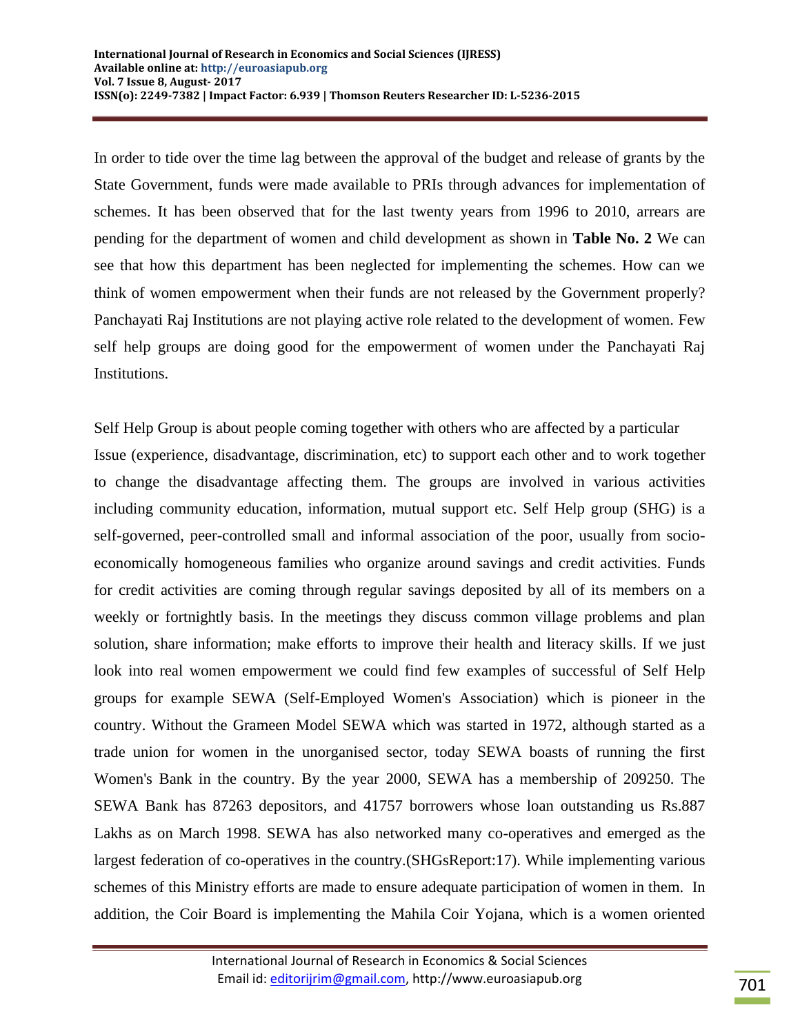In order to tide over the time lag between the approval of the budget and release of grants by the State Government, funds were made available to PRIs through advances for implementation of schemes. It has been observed that for the last twenty years from 1996 to 2010, arrears are pending for the department of women and child development as shown in **Table No. 2** We can see that how this department has been neglected for implementing the schemes. How can we think of women empowerment when their funds are not released by the Government properly? Panchayati Raj Institutions are not playing active role related to the development of women. Few self help groups are doing good for the empowerment of women under the Panchayati Raj Institutions.

Self Help Group is about people coming together with others who are affected by a particular Issue (experience, disadvantage, discrimination, etc) to support each other and to work together to change the disadvantage affecting them. The groups are involved in various activities including community education, information, mutual support etc. Self Help group (SHG) is a self-governed, peer-controlled small and informal association of the poor, usually from socio-economically homogeneous families who organize around savings and credit activities. Funds for credit activities are coming through regular savings deposited by all of its members on a weekly or fortnightly basis. In the meetings they discuss common village problems and plan solution, share information; make efforts to improve their health and literacy skills. If we just look into real women empowerment we could find few examples of successful of Self Help groups for example SEWA (Self-Employed Women's Association) which is pioneer in the country. Without the Grameen Model SEWA which was started in 1972, although started as a trade union for women in the unorganised sector, today SEWA boasts of running the first Women's Bank in the country. By the year 2000, SEWA has a membership of 209250. The SEWA Bank has 87263 depositors, and 41757 borrowers whose loan outstanding us Rs.887 Lakhs as on March 1998. SEWA has also networked many co-operatives and emerged as the largest federation of co-operatives in the country.(SHGsReport:17). While implementing various schemes of this Ministry efforts are made to ensure adequate participation of women in them. In addition, the Coir Board is implementing the Mahila Coir Yojana, which is a women oriented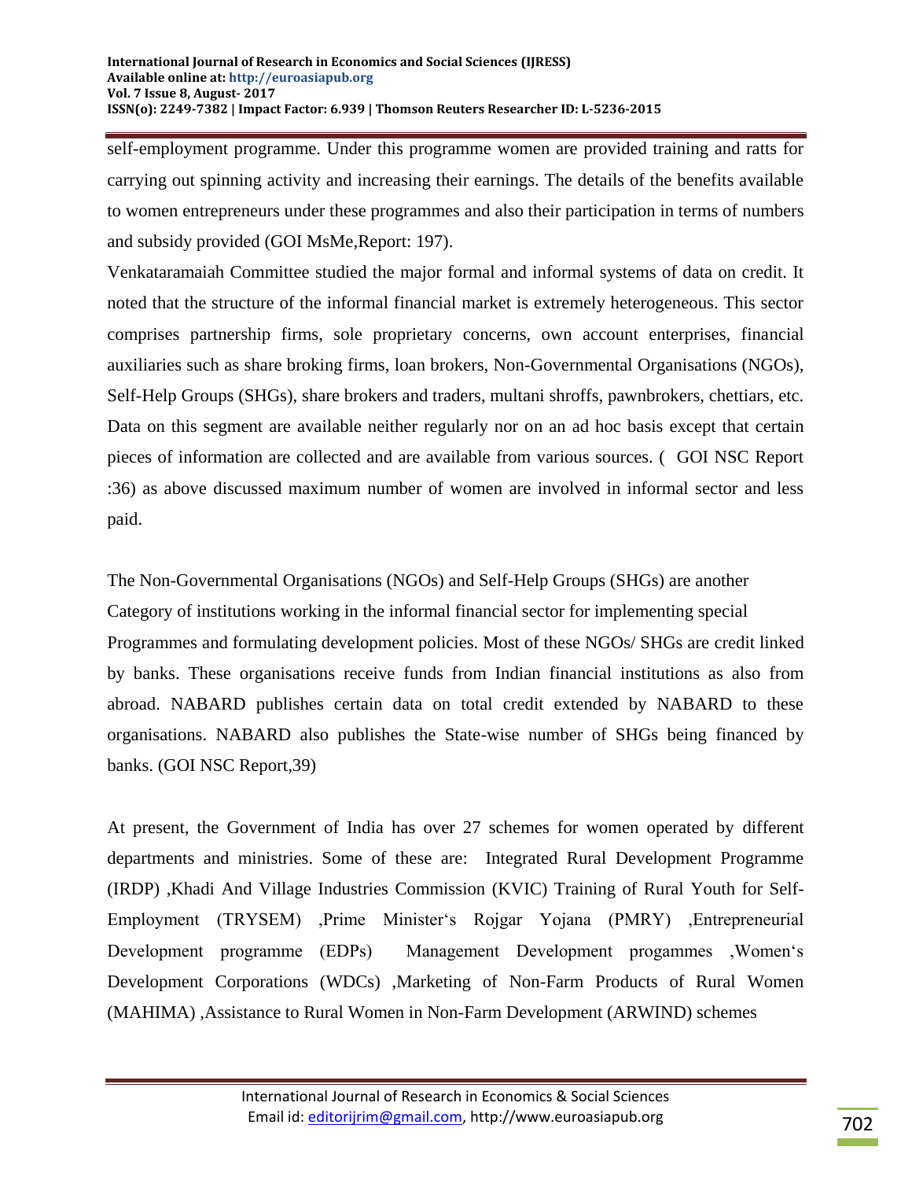self-employment programme. Under this programme women are provided training and ratts for carrying out spinning activity and increasing their earnings. The details of the benefits available to women entrepreneurs under these programmes and also their participation in terms of numbers and subsidy provided (GOI MsMe,Report: 197).

Venkataramaiah Committee studied the major formal and informal systems of data on credit. It noted that the structure of the informal financial market is extremely heterogeneous. This sector comprises partnership firms, sole proprietary concerns, own account enterprises, financial auxiliaries such as share broking firms, loan brokers, Non-Governmental Organisations (NGOs), Self-Help Groups (SHGs), share brokers and traders, multani shroffs, pawnbrokers, chettiars, etc. Data on this segment are available neither regularly nor on an ad hoc basis except that certain pieces of information are collected and are available from various sources. ( GOI NSC Report :36) as above discussed maximum number of women are involved in informal sector and less paid.

The Non-Governmental Organisations (NGOs) and Self-Help Groups (SHGs) are another Category of institutions working in the informal financial sector for implementing special Programmes and formulating development policies. Most of these NGOs/ SHGs are credit linked by banks. These organisations receive funds from Indian financial institutions as also from abroad. NABARD publishes certain data on total credit extended by NABARD to these organisations. NABARD also publishes the State-wise number of SHGs being financed by banks. (GOI NSC Report,39)

At present, the Government of India has over 27 schemes for women operated by different departments and ministries. Some of these are: Integrated Rural Development Programme (IRDP) ,Khadi And Village Industries Commission (KVIC) Training of Rural Youth for Self-Employment (TRYSEM) ,Prime Minister's Rojgar Yojana (PMRY) ,Entrepreneurial Development programme (EDPs) Management Development progammes ,Women's Development Corporations (WDCs) ,Marketing of Non-Farm Products of Rural Women (MAHIMA) ,Assistance to Rural Women in Non-Farm Development (ARWIND) schemes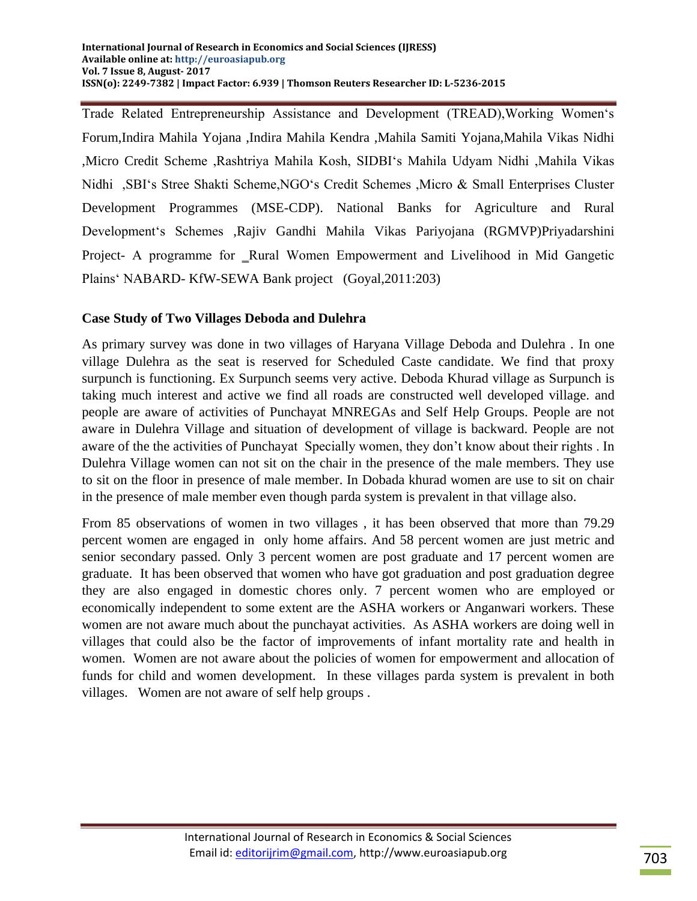Trade Related Entrepreneurship Assistance and Development (TREAD),Working Women‘s Forum,Indira Mahila Yojana ,Indira Mahila Kendra ,Mahila Samiti Yojana,Mahila Vikas Nidhi ,Micro Credit Scheme ,Rashtriya Mahila Kosh, SIDBI‘s Mahila Udyam Nidhi ,Mahila Vikas Nidhi ,SBI‘s Stree Shakti Scheme,NGO‘s Credit Schemes ,Micro & Small Enterprises Cluster Development Programmes (MSE-CDP). National Banks for Agriculture and Rural Development‘s Schemes ,Rajiv Gandhi Mahila Vikas Pariyojana (RGMVP)Priyadarshini Project- A programme for _Rural Women Empowerment and Livelihood in Mid Gangetic Plains‘ NABARD- KfW-SEWA Bank project (Goyal,2011:203)

**Case Study of Two Villages Deboda and Dulehra**

As primary survey was done in two villages of Haryana Village Deboda and Dulehra . In one village Dulehra as the seat is reserved for Scheduled Caste candidate. We find that proxy surpunch is functioning. Ex Surpunch seems very active. Deboda Khurad village as Surpunch is taking much interest and active we find all roads are constructed well developed village. and people are aware of activities of Punchayat MNREGAs and Self Help Groups. People are not aware in Dulehra Village and situation of development of village is backward. People are not aware of the the activities of Punchayat Specially women, they don’t know about their rights . In Dulehra Village women can not sit on the chair in the presence of the male members. They use to sit on the floor in presence of male member. In Dobada khurad women are use to sit on chair in the presence of male member even though parda system is prevalent in that village also.

From 85 observations of women in two villages , it has been observed that more than 79.29 percent women are engaged in only home affairs. And 58 percent women are just metric and senior secondary passed. Only 3 percent women are post graduate and 17 percent women are graduate. It has been observed that women who have got graduation and post graduation degree they are also engaged in domestic chores only. 7 percent women who are employed or economically independent to some extent are the ASHA workers or Anganwari workers. These women are not aware much about the punchayat activities. As ASHA workers are doing well in villages that could also be the factor of improvements of infant mortality rate and health in women. Women are not aware about the policies of women for empowerment and allocation of funds for child and women development. In these villages parda system is prevalent in both villages. Women are not aware of self help groups .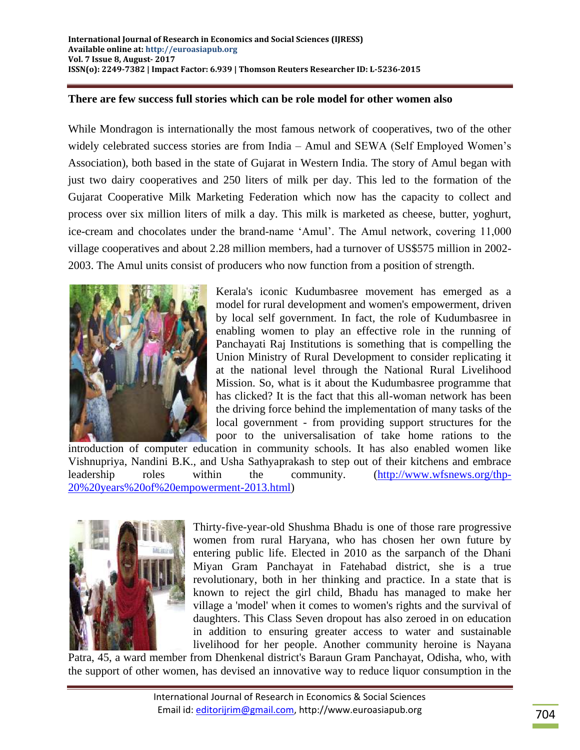**There are few success full stories which can be role model for other women also**

While Mondragon is internationally the most famous network of cooperatives, two of the other widely celebrated success stories are from India – Amul and SEWA (Self Employed Women's Association), both based in the state of Gujarat in Western India. The story of Amul began with just two dairy cooperatives and 250 liters of milk per day. This led to the formation of the Gujarat Cooperative Milk Marketing Federation which now has the capacity to collect and process over six million liters of milk a day. This milk is marketed as cheese, butter, yoghurt, ice-cream and chocolates under the brand-name 'Amul'. The Amul network, covering 11,000 village cooperatives and about 2.28 million members, had a turnover of US$575 million in 2002-2003. The Amul units consist of producers who now function from a position of strength.

Kerala's iconic Kudumbasree movement has emerged as a model for rural development and women's empowerment, driven by local self government. In fact, the role of Kudumbasree in enabling women to play an effective role in the running of Panchayati Raj Institutions is something that is compelling the Union Ministry of Rural Development to consider replicating it at the national level through the National Rural Livelihood Mission. So, what is it about the Kudumbasree programme that has clicked? It is the fact that this all-woman network has been the driving force behind the implementation of many tasks of the local government - from providing support structures for the poor to the universalisation of take home rations to the introduction of computer education in community schools. It has also enabled women like Vishnupriya, Nandini B.K., and Usha Sathyaprakash to step out of their kitchens and embrace leadership roles within the community. (http://www.wfsnews.org/thp-20%20years%20of%20empowerment-2013.html)

Thirty-five-year-old Shushma Bhadu is one of those rare progressive women from rural Haryana, who has chosen her own future by entering public life. Elected in 2010 as the sarpanch of the Dhani Miyan Gram Panchayat in Fatehabad district, she is a true revolutionary, both in her thinking and practice. In a state that is known to reject the girl child, Bhadu has managed to make her village a 'model' when it comes to women's rights and the survival of daughters. This Class Seven dropout has also zeroed in on education in addition to ensuring greater access to water and sustainable livelihood for her people. Another community heroine is Nayana Patra, 45, a ward member from Dhenkenal district's Baraun Gram Panchayat, Odisha, who, with the support of other women, has devised an innovative way to reduce liquor consumption in the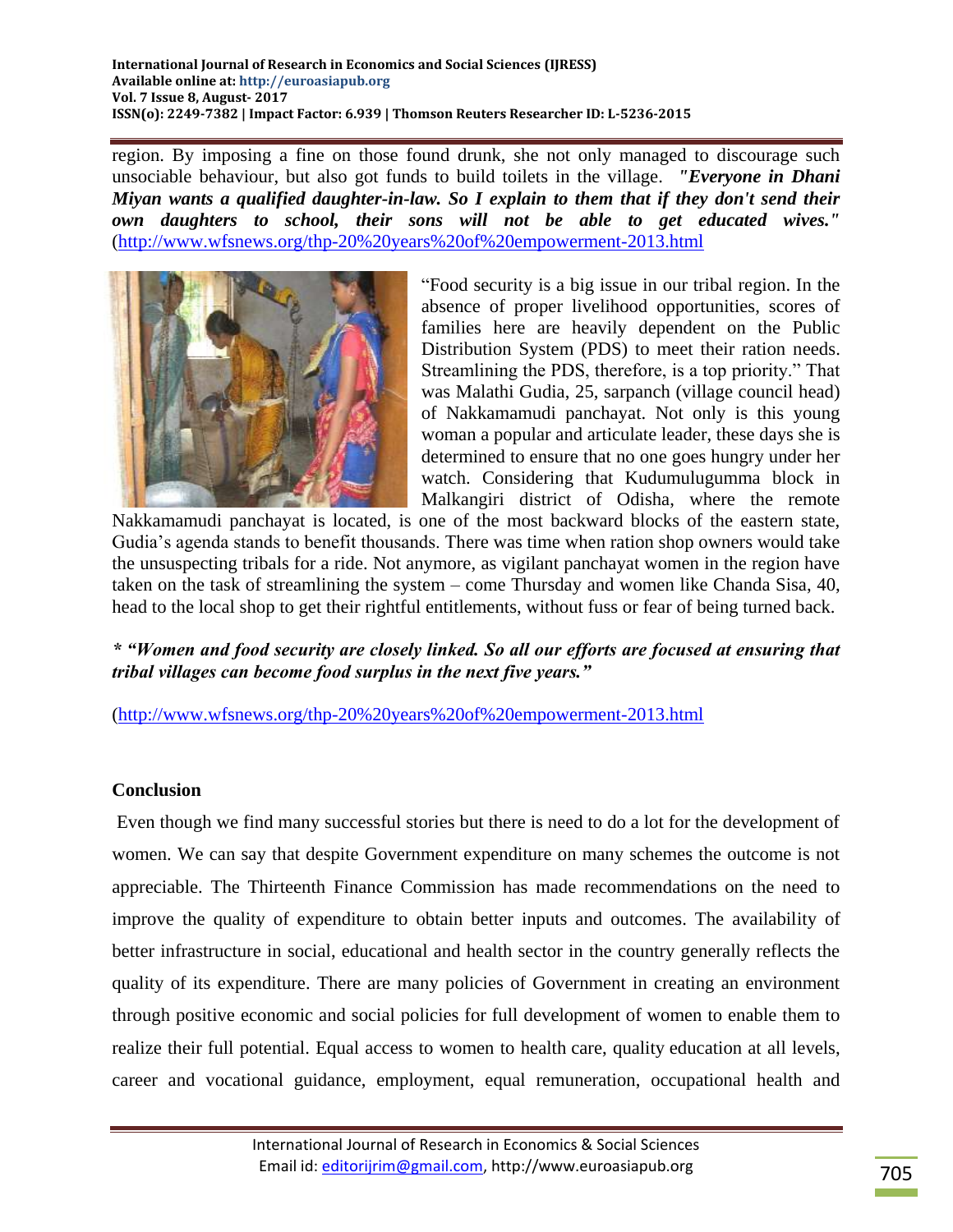region. By imposing a fine on those found drunk, she not only managed to discourage such unsociable behaviour, but also got funds to build toilets in the village. ***"Everyone in Dhani Miyan wants a qualified daughter-in-law. So I explain to them that if they don't send their own daughters to school, their sons will not be able to get educated wives."*** (http://www.wfsnews.org/thp-20%20years%20of%20empowerment-2013.html

"Food security is a big issue in our tribal region. In the absence of proper livelihood opportunities, scores of families here are heavily dependent on the Public Distribution System (PDS) to meet their ration needs. Streamlining the PDS, therefore, is a top priority." That was Malathi Gudia, 25, sarpanch (village council head) of Nakkamamudi panchayat. Not only is this young woman a popular and articulate leader, these days she is determined to ensure that no one goes hungry under her watch. Considering that Kudumulugumma block in Malkangiri district of Odisha, where the remote Nakkamamudi panchayat is located, is one of the most backward blocks of the eastern state, Gudia's agenda stands to benefit thousands. There was time when ration shop owners would take the unsuspecting tribals for a ride. Not anymore, as vigilant panchayat women in the region have taken on the task of streamlining the system – come Thursday and women like Chanda Sisa, 40, head to the local shop to get their rightful entitlements, without fuss or fear of being turned back.

***\* "Women and food security are closely linked. So all our efforts are focused at ensuring that tribal villages can become food surplus in the next five years."***

(http://www.wfsnews.org/thp-20%20years%20of%20empowerment-2013.html

**Conclusion**

Even though we find many successful stories but there is need to do a lot for the development of women. We can say that despite Government expenditure on many schemes the outcome is not appreciable. The Thirteenth Finance Commission has made recommendations on the need to improve the quality of expenditure to obtain better inputs and outcomes. The availability of better infrastructure in social, educational and health sector in the country generally reflects the quality of its expenditure. There are many policies of Government in creating an environment through positive economic and social policies for full development of women to enable them to realize their full potential. Equal access to women to health care, quality education at all levels, career and vocational guidance, employment, equal remuneration, occupational health and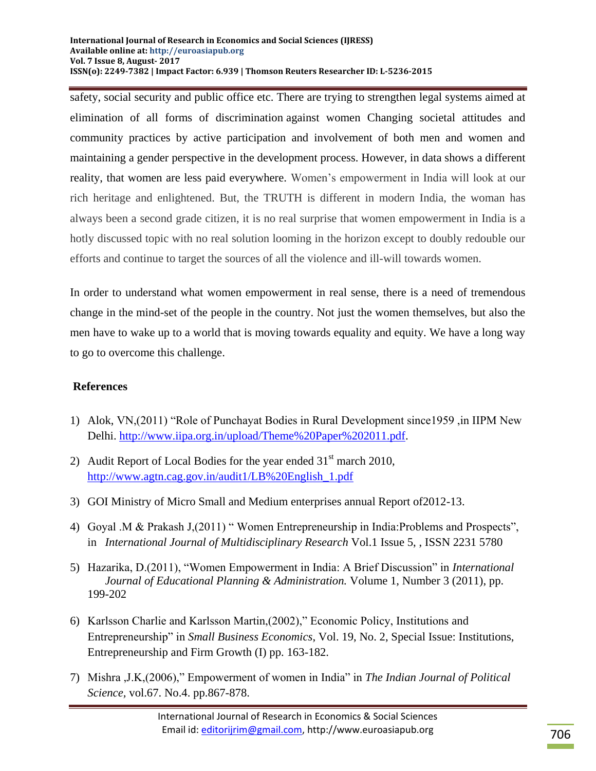safety, social security and public office etc. There are trying to strengthen legal systems aimed at elimination of all forms of discrimination against women Changing societal attitudes and community practices by active participation and involvement of both men and women and maintaining a gender perspective in the development process. However, in data shows a different reality, that women are less paid everywhere. Women's empowerment in India will look at our rich heritage and enlightened. But, the TRUTH is different in modern India, the woman has always been a second grade citizen, it is no real surprise that women empowerment in India is a hotly discussed topic with no real solution looming in the horizon except to doubly redouble our efforts and continue to target the sources of all the violence and ill-will towards women.

In order to understand what women empowerment in real sense, there is a need of tremendous change in the mind-set of the people in the country. Not just the women themselves, but also the men have to wake up to a world that is moving towards equality and equity. We have a long way to go to overcome this challenge.

## References

1) Alok, VN,(2011) "Role of Punchayat Bodies in Rural Development since1959 ,in IIPM New Delhi. http://www.iipa.org.in/upload/Theme%20Paper%202011.pdf.
2) Audit Report of Local Bodies for the year ended 31st march 2010, http://www.agtn.cag.gov.in/audit1/LB%20English_1.pdf
3) GOI Ministry of Micro Small and Medium enterprises annual Report of2012-13.
4) Goyal .M & Prakash J,(2011) " Women Entrepreneurship in India:Problems and Prospects", in *International Journal of Multidisciplinary Research* Vol.1 Issue 5, , ISSN 2231 5780
5) Hazarika, D.(2011), "Women Empowerment in India: A Brief Discussion" in *International Journal of Educational Planning & Administration.* Volume 1, Number 3 (2011), pp. 199-202
6) Karlsson Charlie and Karlsson Martin,(2002)," Economic Policy, Institutions and Entrepreneurship" in *Small Business Economics*, Vol. 19, No. 2, Special Issue: Institutions, Entrepreneurship and Firm Growth (I) pp. 163-182.
7) Mishra ,J.K,(2006)," Empowerment of women in India" in *The Indian Journal of Political Science*, vol.67. No.4. pp.867-878.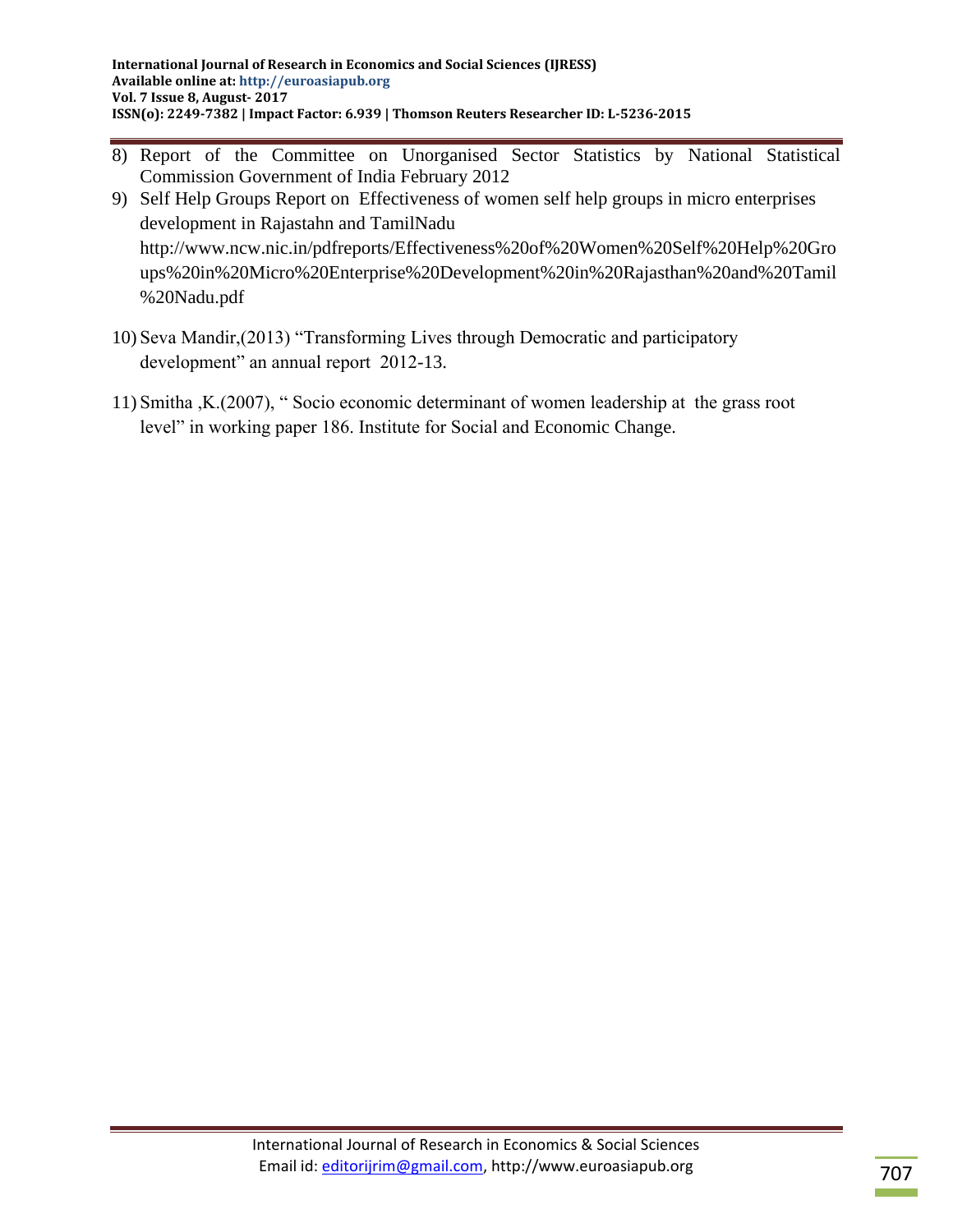8) Report of the Committee on Unorganised Sector Statistics by National Statistical Commission Government of India February 2012
9) Self Help Groups Report on Effectiveness of women self help groups in micro enterprises development in Rajastahn and TamilNadu http://www.ncw.nic.in/pdfreports/Effectiveness%20of%20Women%20Self%20Help%20Groups%20in%20Micro%20Enterprise%20Development%20in%20Rajasthan%20and%20Tamil%20Nadu.pdf
10) Seva Mandir,(2013) "Transforming Lives through Democratic and participatory development" an annual report 2012-13.
11) Smitha ,K.(2007), " Socio economic determinant of women leadership at the grass root level" in working paper 186. Institute for Social and Economic Change.